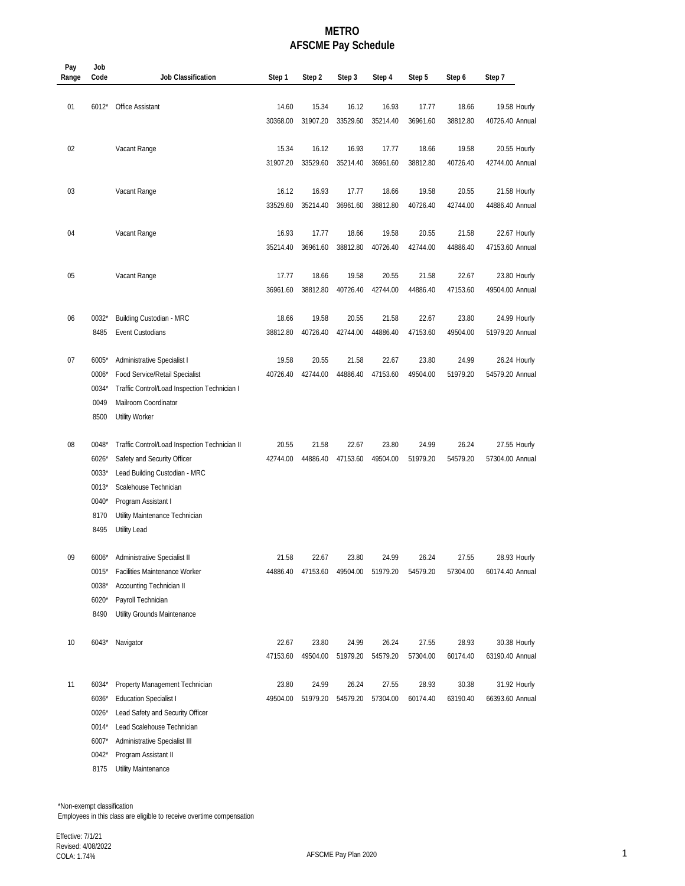# METRO
## AFSCME Pay Schedule

| Pay Range | Job Code | Job Classification | Step 1 | Step 2 | Step 3 | Step 4 | Step 5 | Step 6 | Step 7 | |
|---|---|---|---|---|---|---|---|---|---|---|
| 01 | 6012* | Office Assistant | 14.60 | 15.34 | 16.12 | 16.93 | 17.77 | 18.66 | 19.58 | Hourly |
| | | | 30368.00 | 31907.20 | 33529.60 | 35214.40 | 36961.60 | 38812.80 | 40726.40 | Annual |
| 02 | | Vacant Range | 15.34 | 16.12 | 16.93 | 17.77 | 18.66 | 19.58 | 20.55 | Hourly |
| | | | 31907.20 | 33529.60 | 35214.40 | 36961.60 | 38812.80 | 40726.40 | 42744.00 | Annual |
| 03 | | Vacant Range | 16.12 | 16.93 | 17.77 | 18.66 | 19.58 | 20.55 | 21.58 | Hourly |
| | | | 33529.60 | 35214.40 | 36961.60 | 38812.80 | 40726.40 | 42744.00 | 44886.40 | Annual |
| 04 | | Vacant Range | 16.93 | 17.77 | 18.66 | 19.58 | 20.55 | 21.58 | 22.67 | Hourly |
| | | | 35214.40 | 36961.60 | 38812.80 | 40726.40 | 42744.00 | 44886.40 | 47153.60 | Annual |
| 05 | | Vacant Range | 17.77 | 18.66 | 19.58 | 20.55 | 21.58 | 22.67 | 23.80 | Hourly |
| | | | 36961.60 | 38812.80 | 40726.40 | 42744.00 | 44886.40 | 47153.60 | 49504.00 | Annual |
| 06 | 0032* | Building Custodian - MRC | 18.66 | 19.58 | 20.55 | 21.58 | 22.67 | 23.80 | 24.99 | Hourly |
| | 8485 | Event Custodians | 38812.80 | 40726.40 | 42744.00 | 44886.40 | 47153.60 | 49504.00 | 51979.20 | Annual |
| 07 | 6005* | Administrative Specialist I | 19.58 | 20.55 | 21.58 | 22.67 | 23.80 | 24.99 | 26.24 | Hourly |
| | 0006* | Food Service/Retail Specialist | 40726.40 | 42744.00 | 44886.40 | 47153.60 | 49504.00 | 51979.20 | 54579.20 | Annual |
| | 0034* | Traffic Control/Load Inspection Technician I | | | | | | | | |
| | 0049 | Mailroom Coordinator | | | | | | | | |
| | 8500 | Utility Worker | | | | | | | | |
| 08 | 0048* | Traffic Control/Load Inspection Technician II | 20.55 | 21.58 | 22.67 | 23.80 | 24.99 | 26.24 | 27.55 | Hourly |
| | 6026* | Safety and Security Officer | 42744.00 | 44886.40 | 47153.60 | 49504.00 | 51979.20 | 54579.20 | 57304.00 | Annual |
| | 0033* | Lead Building Custodian - MRC | | | | | | | | |
| | 0013* | Scalehouse Technician | | | | | | | | |
| | 0040* | Program Assistant I | | | | | | | | |
| | 8170 | Utility Maintenance Technician | | | | | | | | |
| | 8495 | Utility Lead | | | | | | | | |
| 09 | 6006* | Administrative Specialist II | 21.58 | 22.67 | 23.80 | 24.99 | 26.24 | 27.55 | 28.93 | Hourly |
| | 0015* | Facilities Maintenance Worker | 44886.40 | 47153.60 | 49504.00 | 51979.20 | 54579.20 | 57304.00 | 60174.40 | Annual |
| | 0038* | Accounting Technician II | | | | | | | | |
| | 6020* | Payroll Technician | | | | | | | | |
| | 8490 | Utility Grounds Maintenance | | | | | | | | |
| 10 | 6043* | Navigator | 22.67 | 23.80 | 24.99 | 26.24 | 27.55 | 28.93 | 30.38 | Hourly |
| | | | 47153.60 | 49504.00 | 51979.20 | 54579.20 | 57304.00 | 60174.40 | 63190.40 | Annual |
| 11 | 6034* | Property Management Technician | 23.80 | 24.99 | 26.24 | 27.55 | 28.93 | 30.38 | 31.92 | Hourly |
| | 6036* | Education Specialist I | 49504.00 | 51979.20 | 54579.20 | 57304.00 | 60174.40 | 63190.40 | 66393.60 | Annual |
| | 0026* | Lead Safety and Security Officer | | | | | | | | |
| | 0014* | Lead Scalehouse Technician | | | | | | | | |
| | 6007* | Administrative Specialist III | | | | | | | | |
| | 0042* | Program Assistant II | | | | | | | | |
| | 8175 | Utility Maintenance | | | | | | | | |

*Non-exempt classification
Employees in this class are eligible to receive overtime compensation

Effective: 7/1/21
Revised: 4/08/2022
COLA: 1.74%

AFSCME Pay Plan 2020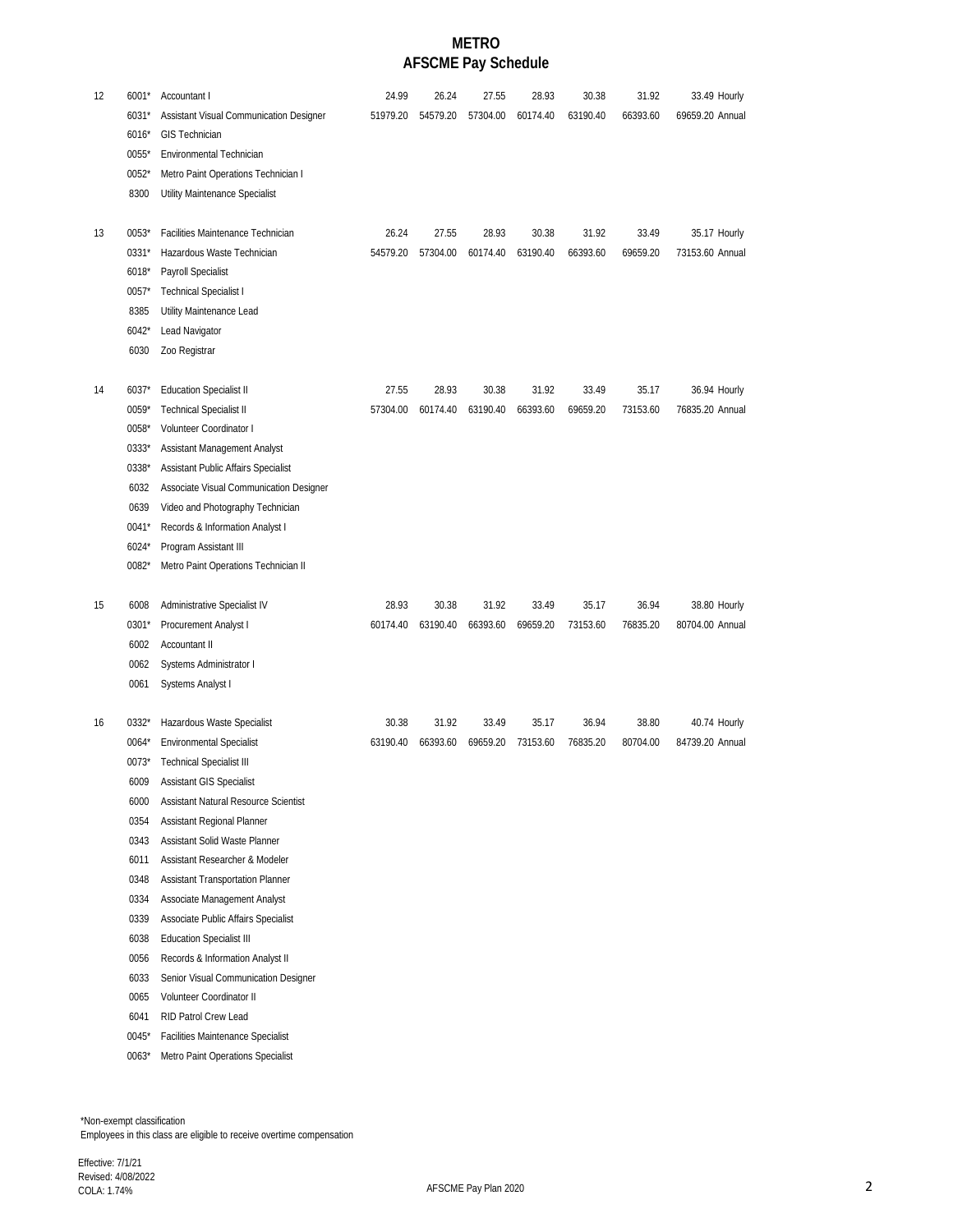# METRO
## AFSCME Pay Schedule

| Range | Code | Classification | Step 1 | Step 2 | Step 3 | Step 4 | Step 5 | Step 6 | Step 7 | |
|---|---|---|---|---|---|---|---|---|---|---|
| 12 | 6001* | Accountant I | 24.99 | 26.24 | 27.55 | 28.93 | 30.38 | 31.92 | 33.49 | Hourly |
| | 6031* | Assistant Visual Communication Designer | 51979.20 | 54579.20 | 57304.00 | 60174.40 | 63190.40 | 66393.60 | 69659.20 | Annual |
| | 6016* | GIS Technician | | | | | | | | |
| | 0055* | Environmental Technician | | | | | | | | |
| | 0052* | Metro Paint Operations Technician I | | | | | | | | |
| | 8300 | Utility Maintenance Specialist | | | | | | | | |
| 13 | 0053* | Facilities Maintenance Technician | 26.24 | 27.55 | 28.93 | 30.38 | 31.92 | 33.49 | 35.17 | Hourly |
| | 0331* | Hazardous Waste Technician | 54579.20 | 57304.00 | 60174.40 | 63190.40 | 66393.60 | 69659.20 | 73153.60 | Annual |
| | 6018* | Payroll Specialist | | | | | | | | |
| | 0057* | Technical Specialist I | | | | | | | | |
| | 8385 | Utility Maintenance Lead | | | | | | | | |
| | 6042* | Lead Navigator | | | | | | | | |
| | 6030 | Zoo Registrar | | | | | | | | |
| 14 | 6037* | Education Specialist II | 27.55 | 28.93 | 30.38 | 31.92 | 33.49 | 35.17 | 36.94 | Hourly |
| | 0059* | Technical Specialist II | 57304.00 | 60174.40 | 63190.40 | 66393.60 | 69659.20 | 73153.60 | 76835.20 | Annual |
| | 0058* | Volunteer Coordinator I | | | | | | | | |
| | 0333* | Assistant Management Analyst | | | | | | | | |
| | 0338* | Assistant Public Affairs Specialist | | | | | | | | |
| | 6032 | Associate Visual Communication Designer | | | | | | | | |
| | 0639 | Video and Photography Technician | | | | | | | | |
| | 0041* | Records & Information Analyst I | | | | | | | | |
| | 6024* | Program Assistant III | | | | | | | | |
| | 0082* | Metro Paint Operations Technician II | | | | | | | | |
| 15 | 6008 | Administrative Specialist IV | 28.93 | 30.38 | 31.92 | 33.49 | 35.17 | 36.94 | 38.80 | Hourly |
| | 0301* | Procurement Analyst I | 60174.40 | 63190.40 | 66393.60 | 69659.20 | 73153.60 | 76835.20 | 80704.00 | Annual |
| | 6002 | Accountant II | | | | | | | | |
| | 0062 | Systems Administrator I | | | | | | | | |
| | 0061 | Systems Analyst I | | | | | | | | |
| 16 | 0332* | Hazardous Waste Specialist | 30.38 | 31.92 | 33.49 | 35.17 | 36.94 | 38.80 | 40.74 | Hourly |
| | 0064* | Environmental Specialist | 63190.40 | 66393.60 | 69659.20 | 73153.60 | 76835.20 | 80704.00 | 84739.20 | Annual |
| | 0073* | Technical Specialist III | | | | | | | | |
| | 6009 | Assistant GIS Specialist | | | | | | | | |
| | 6000 | Assistant Natural Resource Scientist | | | | | | | | |
| | 0354 | Assistant Regional Planner | | | | | | | | |
| | 0343 | Assistant Solid Waste Planner | | | | | | | | |
| | 6011 | Assistant Researcher & Modeler | | | | | | | | |
| | 0348 | Assistant Transportation Planner | | | | | | | | |
| | 0334 | Associate Management Analyst | | | | | | | | |
| | 0339 | Associate Public Affairs Specialist | | | | | | | | |
| | 6038 | Education Specialist III | | | | | | | | |
| | 0056 | Records & Information Analyst II | | | | | | | | |
| | 6033 | Senior Visual Communication Designer | | | | | | | | |
| | 0065 | Volunteer Coordinator II | | | | | | | | |
| | 6041 | RID Patrol Crew Lead | | | | | | | | |
| | 0045* | Facilities Maintenance Specialist | | | | | | | | |
| | 0063* | Metro Paint Operations Specialist | | | | | | | | |

*Non-exempt classification
Employees in this class are eligible to receive overtime compensation

Effective: 7/1/21
Revised: 4/08/2022
COLA: 1.74%

AFSCME Pay Plan 2020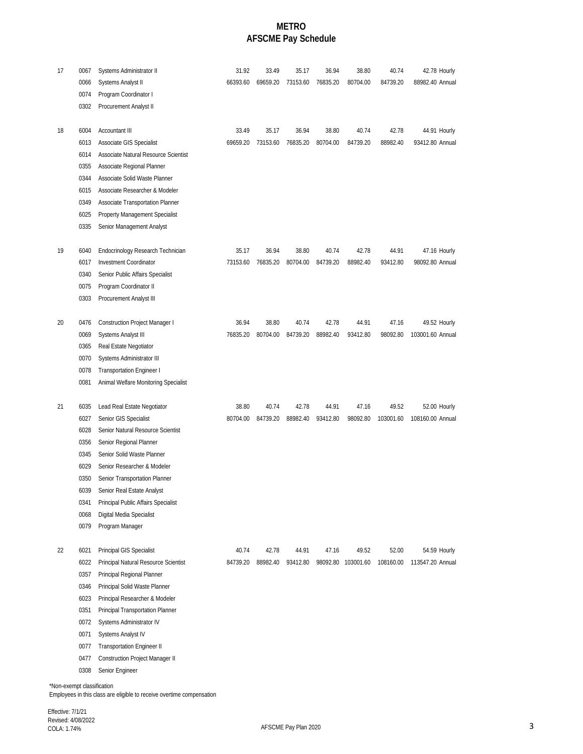# METRO
## AFSCME Pay Schedule

| | | | | | | | | | | |
|---|---|---|---|---|---|---|---|---|---|---|
| 17 | 0067 | Systems Administrator II | 31.92 | 33.49 | 35.17 | 36.94 | 38.80 | 40.74 | 42.78 | Hourly |
| | 0066 | Systems Analyst II | 66393.60 | 69659.20 | 73153.60 | 76835.20 | 80704.00 | 84739.20 | 88982.40 | Annual |
| | 0074 | Program Coordinator I | | | | | | | | |
| | 0302 | Procurement Analyst II | | | | | | | | |
| 18 | 6004 | Accountant III | 33.49 | 35.17 | 36.94 | 38.80 | 40.74 | 42.78 | 44.91 | Hourly |
| | 6013 | Associate GIS Specialist | 69659.20 | 73153.60 | 76835.20 | 80704.00 | 84739.20 | 88982.40 | 93412.80 | Annual |
| | 6014 | Associate Natural Resource Scientist | | | | | | | | |
| | 0355 | Associate Regional Planner | | | | | | | | |
| | 0344 | Associate Solid Waste Planner | | | | | | | | |
| | 6015 | Associate Researcher & Modeler | | | | | | | | |
| | 0349 | Associate Transportation Planner | | | | | | | | |
| | 6025 | Property Management Specialist | | | | | | | | |
| | 0335 | Senior Management Analyst | | | | | | | | |
| 19 | 6040 | Endocrinology Research Technician | 35.17 | 36.94 | 38.80 | 40.74 | 42.78 | 44.91 | 47.16 | Hourly |
| | 6017 | Investment Coordinator | 73153.60 | 76835.20 | 80704.00 | 84739.20 | 88982.40 | 93412.80 | 98092.80 | Annual |
| | 0340 | Senior Public Affairs Specialist | | | | | | | | |
| | 0075 | Program Coordinator II | | | | | | | | |
| | 0303 | Procurement Analyst III | | | | | | | | |
| 20 | 0476 | Construction Project Manager I | 36.94 | 38.80 | 40.74 | 42.78 | 44.91 | 47.16 | 49.52 | Hourly |
| | 0069 | Systems Analyst III | 76835.20 | 80704.00 | 84739.20 | 88982.40 | 93412.80 | 98092.80 | 103001.60 | Annual |
| | 0365 | Real Estate Negotiator | | | | | | | | |
| | 0070 | Systems Administrator III | | | | | | | | |
| | 0078 | Transportation Engineer I | | | | | | | | |
| | 0081 | Animal Welfare Monitoring Specialist | | | | | | | | |
| 21 | 6035 | Lead Real Estate Negotiator | 38.80 | 40.74 | 42.78 | 44.91 | 47.16 | 49.52 | 52.00 | Hourly |
| | 6027 | Senior GIS Specialist | 80704.00 | 84739.20 | 88982.40 | 93412.80 | 98092.80 | 103001.60 | 108160.00 | Annual |
| | 6028 | Senior Natural Resource Scientist | | | | | | | | |
| | 0356 | Senior Regional Planner | | | | | | | | |
| | 0345 | Senior Solid Waste Planner | | | | | | | | |
| | 6029 | Senior Researcher & Modeler | | | | | | | | |
| | 0350 | Senior Transportation Planner | | | | | | | | |
| | 6039 | Senior Real Estate Analyst | | | | | | | | |
| | 0341 | Principal Public Affairs Specialist | | | | | | | | |
| | 0068 | Digital Media Specialist | | | | | | | | |
| | 0079 | Program Manager | | | | | | | | |
| 22 | 6021 | Principal GIS Specialist | 40.74 | 42.78 | 44.91 | 47.16 | 49.52 | 52.00 | 54.59 | Hourly |
| | 6022 | Principal Natural Resource Scientist | 84739.20 | 88982.40 | 93412.80 | 98092.80 | 103001.60 | 108160.00 | 113547.20 | Annual |
| | 0357 | Principal Regional Planner | | | | | | | | |
| | 0346 | Principal Solid Waste Planner | | | | | | | | |
| | 6023 | Principal Researcher & Modeler | | | | | | | | |
| | 0351 | Principal Transportation Planner | | | | | | | | |
| | 0072 | Systems Administrator IV | | | | | | | | |
| | 0071 | Systems Analyst IV | | | | | | | | |
| | 0077 | Transportation Engineer II | | | | | | | | |
| | 0477 | Construction Project Manager II | | | | | | | | |
| | 0308 | Senior Engineer | | | | | | | | |

*Non-exempt classification
Employees in this class are eligible to receive overtime compensation

Effective: 7/1/21
Revised: 4/08/2022
COLA: 1.74%

AFSCME Pay Plan 2020